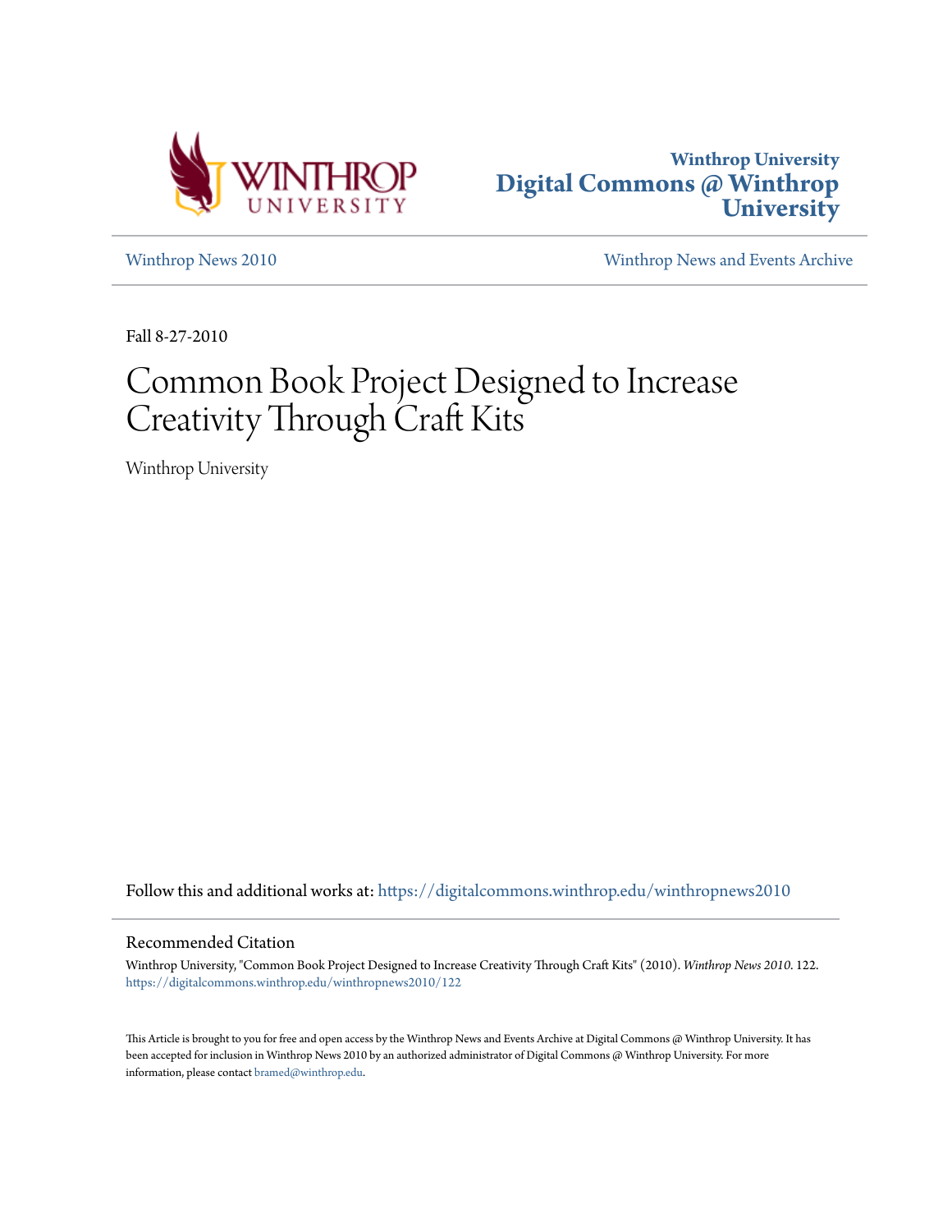Winthrop University
**Digital Commons @ Winthrop University**

Winthrop News 2010 | Winthrop News and Events Archive

Fall 8-27-2010

# Common Book Project Designed to Increase Creativity Through Craft Kits

Winthrop University

Follow this and additional works at: https://digitalcommons.winthrop.edu/winthropnews2010

## Recommended Citation

Winthrop University, "Common Book Project Designed to Increase Creativity Through Craft Kits" (2010). *Winthrop News 2010*. 122.
https://digitalcommons.winthrop.edu/winthropnews2010/122

This Article is brought to you for free and open access by the Winthrop News and Events Archive at Digital Commons @ Winthrop University. It has been accepted for inclusion in Winthrop News 2010 by an authorized administrator of Digital Commons @ Winthrop University. For more information, please contact bramed@winthrop.edu.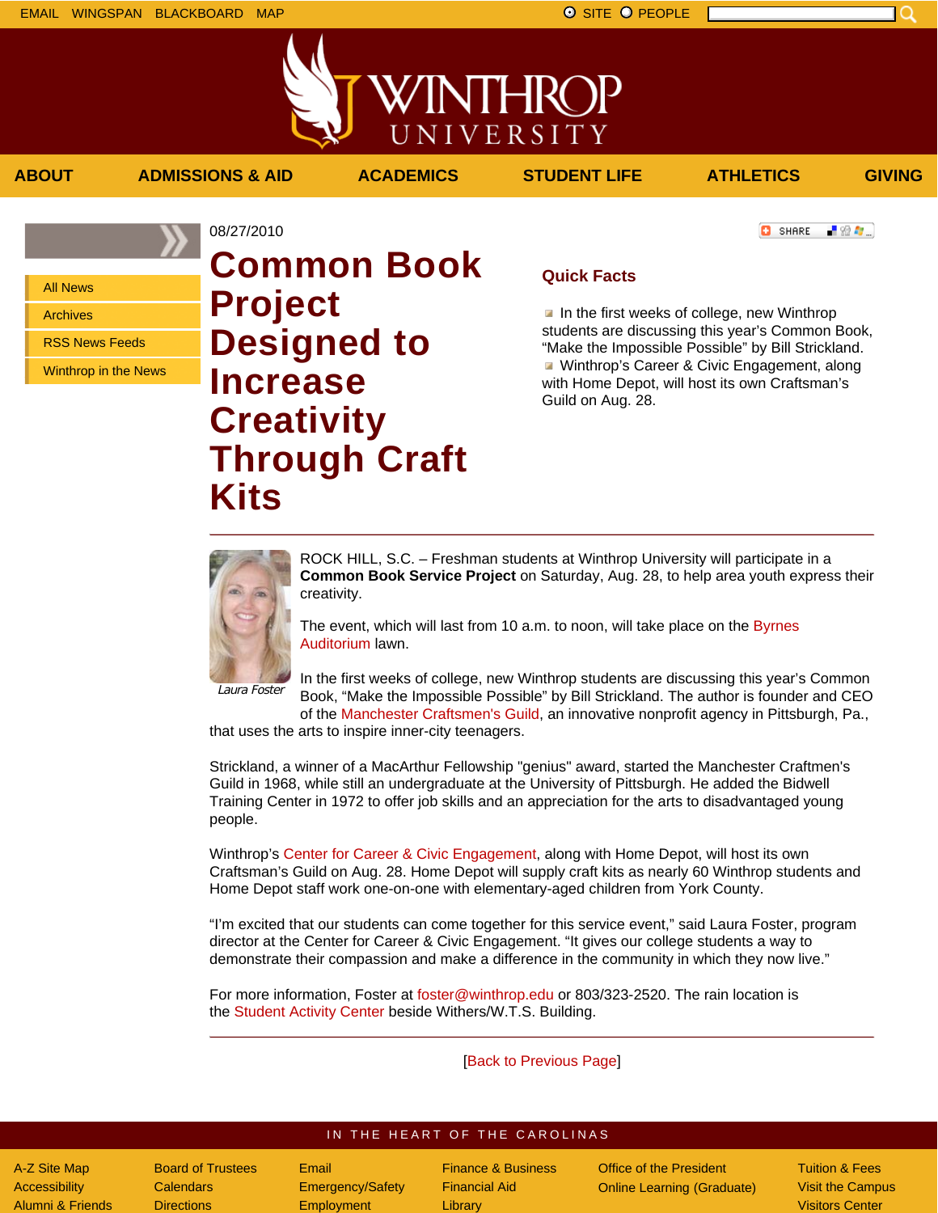EMAIL WINGSPAN BLACKBOARD MAP

SITE PEOPLE

WINTHROP UNIVERSITY

ABOUT ADMISSIONS & AID ACADEMICS STUDENT LIFE ATHLETICS GIVING

- All News
- Archives
- RSS News Feeds
- Winthrop in the News

08/27/2010

# Common Book Project Designed to Increase Creativity Through Craft Kits

SHARE

## Quick Facts

- In the first weeks of college, new Winthrop students are discussing this year's Common Book, "Make the Impossible Possible" by Bill Strickland.
- Winthrop's Career & Civic Engagement, along with Home Depot, will host its own Craftsman's Guild on Aug. 28.

*Laura Foster*

ROCK HILL, S.C. – Freshman students at Winthrop University will participate in a **Common Book Service Project** on Saturday, Aug. 28, to help area youth express their creativity.

The event, which will last from 10 a.m. to noon, will take place on the Byrnes Auditorium lawn.

In the first weeks of college, new Winthrop students are discussing this year's Common Book, "Make the Impossible Possible" by Bill Strickland. The author is founder and CEO of the Manchester Craftsmen's Guild, an innovative nonprofit agency in Pittsburgh, Pa., that uses the arts to inspire inner-city teenagers.

Strickland, a winner of a MacArthur Fellowship "genius" award, started the Manchester Craftmen's Guild in 1968, while still an undergraduate at the University of Pittsburgh. He added the Bidwell Training Center in 1972 to offer job skills and an appreciation for the arts to disadvantaged young people.

Winthrop's Center for Career & Civic Engagement, along with Home Depot, will host its own Craftsman's Guild on Aug. 28. Home Depot will supply craft kits as nearly 60 Winthrop students and Home Depot staff work one-on-one with elementary-aged children from York County.

"I'm excited that our students can come together for this service event," said Laura Foster, program director at the Center for Career & Civic Engagement. "It gives our college students a way to demonstrate their compassion and make a difference in the community in which they now live."

For more information, Foster at foster@winthrop.edu or 803/323-2520. The rain location is the Student Activity Center beside Withers/W.T.S. Building.

[Back to Previous Page]

IN THE HEART OF THE CAROLINAS

| | | | | | |
|---|---|---|---|---|---|
| A-Z Site Map | Board of Trustees | Email | Finance & Business | Office of the President | Tuition & Fees |
| Accessibility | Calendars | Emergency/Safety | Financial Aid | Online Learning (Graduate) | Visit the Campus |
| Alumni & Friends | Directions | Employment | Library | | Visitors Center |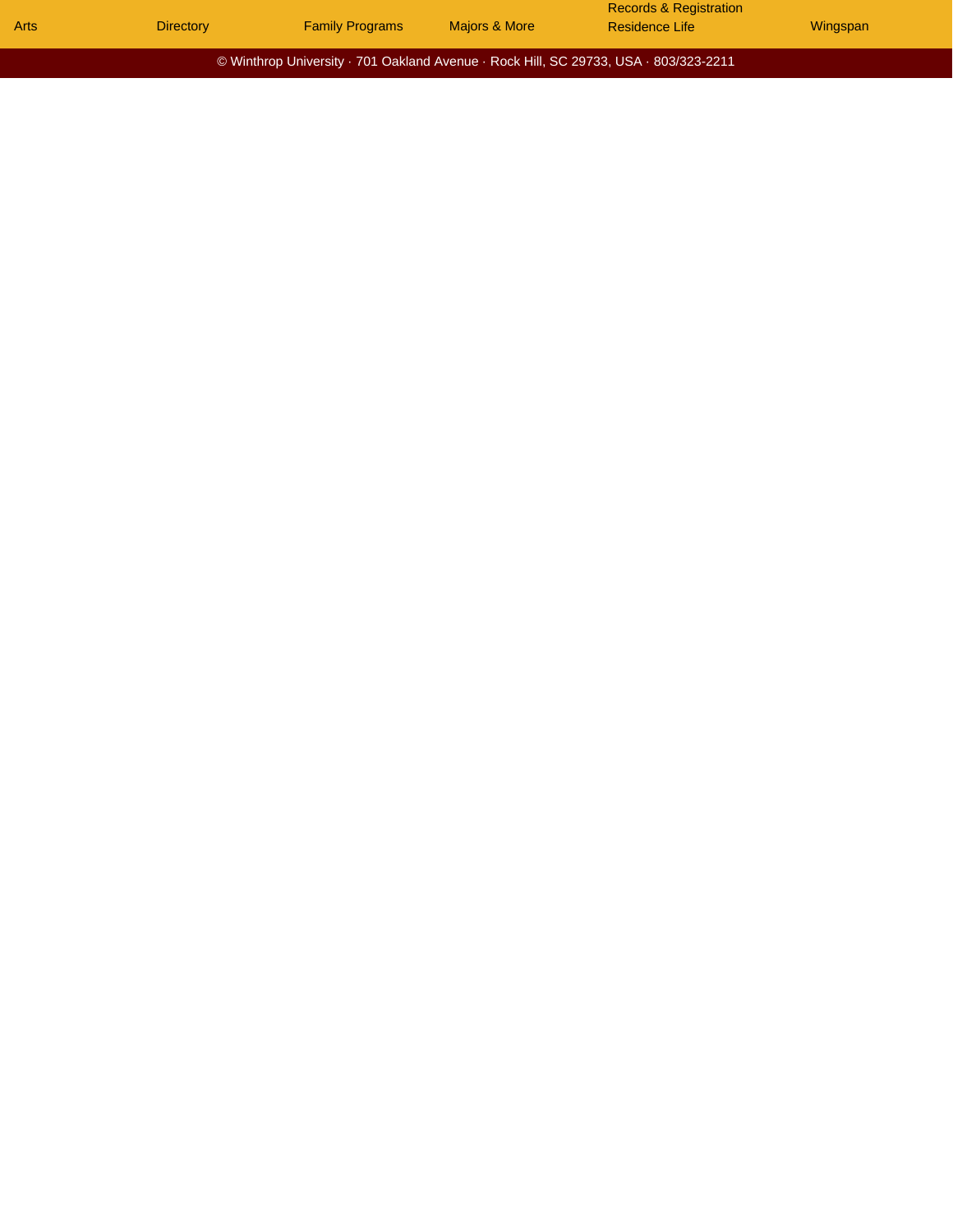Arts Directory Family Programs Majors & More Records & Registration Residence Life Wingspan

© Winthrop University · 701 Oakland Avenue · Rock Hill, SC 29733, USA · 803/323-2211